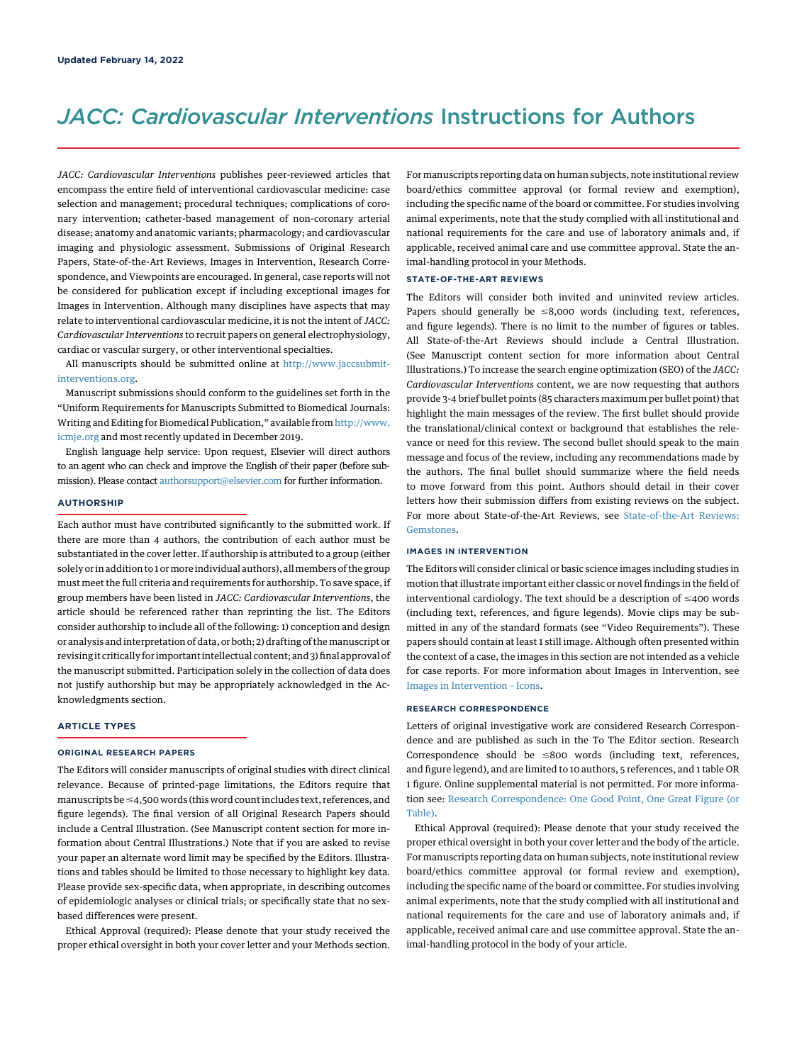Updated February 14, 2022

# *JACC: Cardiovascular Interventions* Instructions for Authors

*JACC: Cardiovascular Interventions* publishes peer-reviewed articles that encompass the entire field of interventional cardiovascular medicine: case selection and management; procedural techniques; complications of coronary intervention; catheter-based management of non-coronary arterial disease; anatomy and anatomic variants; pharmacology; and cardiovascular imaging and physiologic assessment. Submissions of Original Research Papers, State-of-the-Art Reviews, Images in Intervention, Research Correspondence, and Viewpoints are encouraged. In general, case reports will not be considered for publication except if including exceptional images for Images in Intervention. Although many disciplines have aspects that may relate to interventional cardiovascular medicine, it is not the intent of *JACC: Cardiovascular Interventions* to recruit papers on general electrophysiology, cardiac or vascular surgery, or other interventional specialties.

All manuscripts should be submitted online at http://www.jaccsubmit-interventions.org.

Manuscript submissions should conform to the guidelines set forth in the "Uniform Requirements for Manuscripts Submitted to Biomedical Journals: Writing and Editing for Biomedical Publication," available from http://www.icmje.org and most recently updated in December 2019.

English language help service: Upon request, Elsevier will direct authors to an agent who can check and improve the English of their paper (before submission). Please contact authorsupport@elsevier.com for further information.

## AUTHORSHIP

Each author must have contributed significantly to the submitted work. If there are more than 4 authors, the contribution of each author must be substantiated in the cover letter. If authorship is attributed to a group (either solely or in addition to 1 or more individual authors), all members of the group must meet the full criteria and requirements for authorship. To save space, if group members have been listed in *JACC: Cardiovascular Interventions*, the article should be referenced rather than reprinting the list. The Editors consider authorship to include all of the following: 1) conception and design or analysis and interpretation of data, or both; 2) drafting of the manuscript or revising it critically for important intellectual content; and 3) final approval of the manuscript submitted. Participation solely in the collection of data does not justify authorship but may be appropriately acknowledged in the Acknowledgments section.

## ARTICLE TYPES

### ORIGINAL RESEARCH PAPERS

The Editors will consider manuscripts of original studies with direct clinical relevance. Because of printed-page limitations, the Editors require that manuscripts be ≤4,500 words (this word count includes text, references, and figure legends). The final version of all Original Research Papers should include a Central Illustration. (See Manuscript content section for more information about Central Illustrations.) Note that if you are asked to revise your paper an alternate word limit may be specified by the Editors. Illustrations and tables should be limited to those necessary to highlight key data. Please provide sex-specific data, when appropriate, in describing outcomes of epidemiologic analyses or clinical trials; or specifically state that no sex-based differences were present.

Ethical Approval (required): Please denote that your study received the proper ethical oversight in both your cover letter and your Methods section. For manuscripts reporting data on human subjects, note institutional review board/ethics committee approval (or formal review and exemption), including the specific name of the board or committee. For studies involving animal experiments, note that the study complied with all institutional and national requirements for the care and use of laboratory animals and, if applicable, received animal care and use committee approval. State the animal-handling protocol in your Methods.

### STATE-OF-THE-ART REVIEWS

The Editors will consider both invited and uninvited review articles. Papers should generally be ≤8,000 words (including text, references, and figure legends). There is no limit to the number of figures or tables. All State-of-the-Art Reviews should include a Central Illustration. (See Manuscript content section for more information about Central Illustrations.) To increase the search engine optimization (SEO) of the *JACC: Cardiovascular Interventions* content, we are now requesting that authors provide 3-4 brief bullet points (85 characters maximum per bullet point) that highlight the main messages of the review. The first bullet should provide the translational/clinical context or background that establishes the relevance or need for this review. The second bullet should speak to the main message and focus of the review, including any recommendations made by the authors. The final bullet should summarize where the field needs to move forward from this point. Authors should detail in their cover letters how their submission differs from existing reviews on the subject. For more about State-of-the-Art Reviews, see State-of-the-Art Reviews: Gemstones.

### IMAGES IN INTERVENTION

The Editors will consider clinical or basic science images including studies in motion that illustrate important either classic or novel findings in the field of interventional cardiology. The text should be a description of ≤400 words (including text, references, and figure legends). Movie clips may be submitted in any of the standard formats (see "Video Requirements"). These papers should contain at least 1 still image. Although often presented within the context of a case, the images in this section are not intended as a vehicle for case reports. For more information about Images in Intervention, see Images in Intervention - Icons.

### RESEARCH CORRESPONDENCE

Letters of original investigative work are considered Research Correspondence and are published as such in the To The Editor section. Research Correspondence should be ≤800 words (including text, references, and figure legend), and are limited to 10 authors, 5 references, and 1 table OR 1 figure. Online supplemental material is not permitted. For more information see: Research Correspondence: One Good Point, One Great Figure (or Table).

Ethical Approval (required): Please denote that your study received the proper ethical oversight in both your cover letter and the body of the article. For manuscripts reporting data on human subjects, note institutional review board/ethics committee approval (or formal review and exemption), including the specific name of the board or committee. For studies involving animal experiments, note that the study complied with all institutional and national requirements for the care and use of laboratory animals and, if applicable, received animal care and use committee approval. State the animal-handling protocol in the body of your article.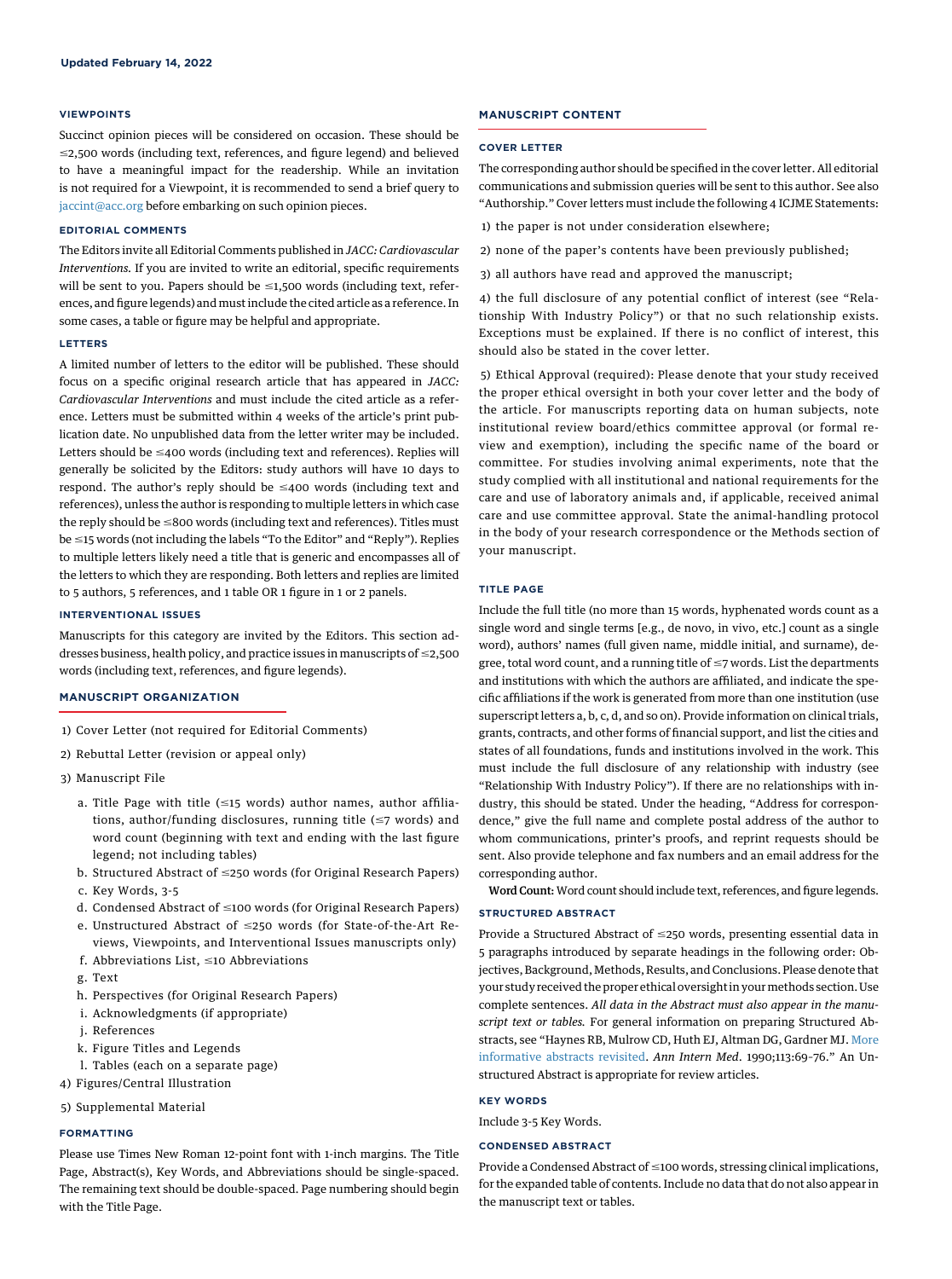Updated February 14, 2022

### VIEWPOINTS

Succinct opinion pieces will be considered on occasion. These should be ≤2,500 words (including text, references, and figure legend) and believed to have a meaningful impact for the readership. While an invitation is not required for a Viewpoint, it is recommended to send a brief query to jaccint@acc.org before embarking on such opinion pieces.

### EDITORIAL COMMENTS

The Editors invite all Editorial Comments published in *JACC: Cardiovascular Interventions.* If you are invited to write an editorial, specific requirements will be sent to you. Papers should be ≤1,500 words (including text, references, and figure legends) and must include the cited article as a reference. In some cases, a table or figure may be helpful and appropriate.

### LETTERS

A limited number of letters to the editor will be published. These should focus on a specific original research article that has appeared in *JACC: Cardiovascular Interventions* and must include the cited article as a reference. Letters must be submitted within 4 weeks of the article's print publication date. No unpublished data from the letter writer may be included. Letters should be ≤400 words (including text and references). Replies will generally be solicited by the Editors: study authors will have 10 days to respond. The author's reply should be ≤400 words (including text and references), unless the author is responding to multiple letters in which case the reply should be ≤800 words (including text and references). Titles must be ≤15 words (not including the labels "To the Editor" and "Reply"). Replies to multiple letters likely need a title that is generic and encompasses all of the letters to which they are responding. Both letters and replies are limited to 5 authors, 5 references, and 1 table OR 1 figure in 1 or 2 panels.

### INTERVENTIONAL ISSUES

Manuscripts for this category are invited by the Editors. This section addresses business, health policy, and practice issues in manuscripts of ≤2,500 words (including text, references, and figure legends).

## MANUSCRIPT ORGANIZATION

1) Cover Letter (not required for Editorial Comments)
2) Rebuttal Letter (revision or appeal only)
3) Manuscript File
   a. Title Page with title (≤15 words) author names, author affiliations, author/funding disclosures, running title (≤7 words) and word count (beginning with text and ending with the last figure legend; not including tables)
   b. Structured Abstract of ≤250 words (for Original Research Papers)
   c. Key Words, 3-5
   d. Condensed Abstract of ≤100 words (for Original Research Papers)
   e. Unstructured Abstract of ≤250 words (for State-of-the-Art Reviews, Viewpoints, and Interventional Issues manuscripts only)
   f. Abbreviations List, ≤10 Abbreviations
   g. Text
   h. Perspectives (for Original Research Papers)
   i. Acknowledgments (if appropriate)
   j. References
   k. Figure Titles and Legends
   l. Tables (each on a separate page)
4) Figures/Central Illustration
5) Supplemental Material

### FORMATTING

Please use Times New Roman 12-point font with 1-inch margins. The Title Page, Abstract(s), Key Words, and Abbreviations should be single-spaced. The remaining text should be double-spaced. Page numbering should begin with the Title Page.

## MANUSCRIPT CONTENT

### COVER LETTER

The corresponding author should be specified in the cover letter. All editorial communications and submission queries will be sent to this author. See also "Authorship." Cover letters must include the following 4 ICJME Statements:

1) the paper is not under consideration elsewhere;
2) none of the paper's contents have been previously published;
3) all authors have read and approved the manuscript;
4) the full disclosure of any potential conflict of interest (see "Relationship With Industry Policy") or that no such relationship exists. Exceptions must be explained. If there is no conflict of interest, this should also be stated in the cover letter.
5) Ethical Approval (required): Please denote that your study received the proper ethical oversight in both your cover letter and the body of the article. For manuscripts reporting data on human subjects, note institutional review board/ethics committee approval (or formal review and exemption), including the specific name of the board or committee. For studies involving animal experiments, note that the study complied with all institutional and national requirements for the care and use of laboratory animals and, if applicable, received animal care and use committee approval. State the animal-handling protocol in the body of your research correspondence or the Methods section of your manuscript.

### TITLE PAGE

Include the full title (no more than 15 words, hyphenated words count as a single word and single terms [e.g., de novo, in vivo, etc.] count as a single word), authors' names (full given name, middle initial, and surname), degree, total word count, and a running title of ≤7 words. List the departments and institutions with which the authors are affiliated, and indicate the specific affiliations if the work is generated from more than one institution (use superscript letters a, b, c, d, and so on). Provide information on clinical trials, grants, contracts, and other forms of financial support, and list the cities and states of all foundations, funds and institutions involved in the work. This must include the full disclosure of any relationship with industry (see "Relationship With Industry Policy"). If there are no relationships with industry, this should be stated. Under the heading, "Address for correspondence," give the full name and complete postal address of the author to whom communications, printer's proofs, and reprint requests should be sent. Also provide telephone and fax numbers and an email address for the corresponding author.

**Word Count:** Word count should include text, references, and figure legends.

### STRUCTURED ABSTRACT

Provide a Structured Abstract of ≤250 words, presenting essential data in 5 paragraphs introduced by separate headings in the following order: Objectives, Background, Methods, Results, and Conclusions. Please denote that your study received the proper ethical oversight in your methods section. Use complete sentences. *All data in the Abstract must also appear in the manuscript text or tables.* For general information on preparing Structured Abstracts, see "Haynes RB, Mulrow CD, Huth EJ, Altman DG, Gardner MJ. More informative abstracts revisited. *Ann Intern Med*. 1990;113:69-76." An Unstructured Abstract is appropriate for review articles.

### KEY WORDS

Include 3-5 Key Words.

### CONDENSED ABSTRACT

Provide a Condensed Abstract of ≤100 words, stressing clinical implications, for the expanded table of contents. Include no data that do not also appear in the manuscript text or tables.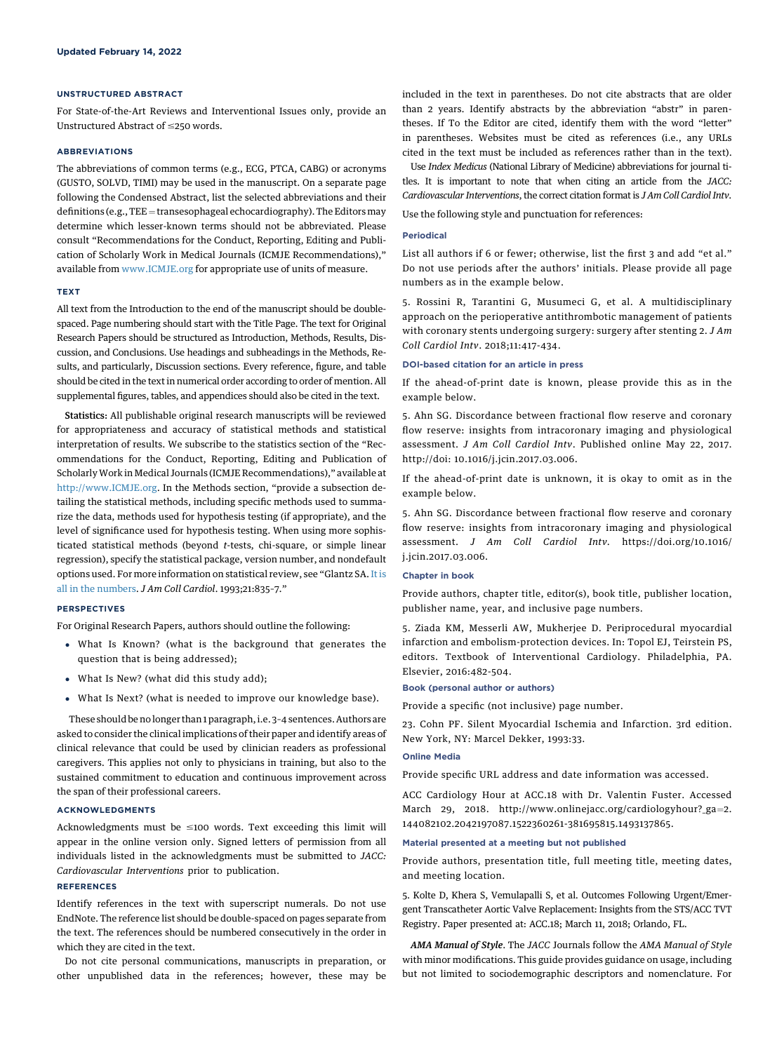Updated February 14, 2022

## UNSTRUCTURED ABSTRACT

For State-of-the-Art Reviews and Interventional Issues only, provide an Unstructured Abstract of ≤250 words.

## ABBREVIATIONS

The abbreviations of common terms (e.g., ECG, PTCA, CABG) or acronyms (GUSTO, SOLVD, TIMI) may be used in the manuscript. On a separate page following the Condensed Abstract, list the selected abbreviations and their definitions (e.g., TEE = transesophageal echocardiography). The Editors may determine which lesser-known terms should not be abbreviated. Please consult "Recommendations for the Conduct, Reporting, Editing and Publication of Scholarly Work in Medical Journals (ICMJE Recommendations)," available from www.ICMJE.org for appropriate use of units of measure.

## TEXT

All text from the Introduction to the end of the manuscript should be double-spaced. Page numbering should start with the Title Page. The text for Original Research Papers should be structured as Introduction, Methods, Results, Discussion, and Conclusions. Use headings and subheadings in the Methods, Results, and particularly, Discussion sections. Every reference, figure, and table should be cited in the text in numerical order according to order of mention. All supplemental figures, tables, and appendices should also be cited in the text.

**Statistics:** All publishable original research manuscripts will be reviewed for appropriateness and accuracy of statistical methods and statistical interpretation of results. We subscribe to the statistics section of the "Recommendations for the Conduct, Reporting, Editing and Publication of Scholarly Work in Medical Journals (ICMJE Recommendations)," available at http://www.ICMJE.org. In the Methods section, "provide a subsection detailing the statistical methods, including specific methods used to summarize the data, methods used for hypothesis testing (if appropriate), and the level of significance used for hypothesis testing. When using more sophisticated statistical methods (beyond *t*-tests, chi-square, or simple linear regression), specify the statistical package, version number, and nondefault options used. For more information on statistical review, see "Glantz SA. It is all in the numbers. *J Am Coll Cardiol*. 1993;21:835-7."

## PERSPECTIVES

For Original Research Papers, authors should outline the following:

- What Is Known? (what is the background that generates the question that is being addressed);
- What Is New? (what did this study add);
- What Is Next? (what is needed to improve our knowledge base).

These should be no longer than 1 paragraph, i.e. 3-4 sentences. Authors are asked to consider the clinical implications of their paper and identify areas of clinical relevance that could be used by clinician readers as professional caregivers. This applies not only to physicians in training, but also to the sustained commitment to education and continuous improvement across the span of their professional careers.

## ACKNOWLEDGMENTS

Acknowledgments must be ≤100 words. Text exceeding this limit will appear in the online version only. Signed letters of permission from all individuals listed in the acknowledgments must be submitted to *JACC: Cardiovascular Interventions* prior to publication.

## REFERENCES

Identify references in the text with superscript numerals. Do not use EndNote. The reference list should be double-spaced on pages separate from the text. The references should be numbered consecutively in the order in which they are cited in the text.

Do not cite personal communications, manuscripts in preparation, or other unpublished data in the references; however, these may be included in the text in parentheses. Do not cite abstracts that are older than 2 years. Identify abstracts by the abbreviation "abstr" in parentheses. If To the Editor are cited, identify them with the word "letter" in parentheses. Websites must be cited as references (i.e., any URLs cited in the text must be included as references rather than in the text).

Use *Index Medicus* (National Library of Medicine) abbreviations for journal titles. It is important to note that when citing an article from the *JACC: Cardiovascular Interventions*, the correct citation format is *J Am Coll Cardiol Intv*.

Use the following style and punctuation for references:

### Periodical

List all authors if 6 or fewer; otherwise, list the first 3 and add "et al." Do not use periods after the authors' initials. Please provide all page numbers as in the example below.

5. Rossini R, Tarantini G, Musumeci G, et al. A multidisciplinary approach on the perioperative antithrombotic management of patients with coronary stents undergoing surgery: surgery after stenting 2. *J Am Coll Cardiol Intv*. 2018;11:417-434.

### DOI-based citation for an article in press

If the ahead-of-print date is known, please provide this as in the example below.

5. Ahn SG. Discordance between fractional flow reserve and coronary flow reserve: insights from intracoronary imaging and physiological assessment. *J Am Coll Cardiol Intv*. Published online May 22, 2017. http://doi: 10.1016/j.jcin.2017.03.006.

If the ahead-of-print date is unknown, it is okay to omit as in the example below.

5. Ahn SG. Discordance between fractional flow reserve and coronary flow reserve: insights from intracoronary imaging and physiological assessment. *J Am Coll Cardiol Intv*. https://doi.org/10.1016/j.jcin.2017.03.006.

### Chapter in book

Provide authors, chapter title, editor(s), book title, publisher location, publisher name, year, and inclusive page numbers.

5. Ziada KM, Messerli AW, Mukherjee D. Periprocedural myocardial infarction and embolism-protection devices. In: Topol EJ, Teirstein PS, editors. Textbook of Interventional Cardiology. Philadelphia, PA. Elsevier, 2016:482-504.

### Book (personal author or authors)

Provide a specific (not inclusive) page number.

23. Cohn PF. Silent Myocardial Ischemia and Infarction. 3rd edition. New York, NY: Marcel Dekker, 1993:33.

### Online Media

Provide specific URL address and date information was accessed.

ACC Cardiology Hour at ACC.18 with Dr. Valentin Fuster. Accessed March 29, 2018. http://www.onlinejacc.org/cardiologyhour?_ga=2.144082102.2042197087.1522360261-381695815.1493137865.

### Material presented at a meeting but not published

Provide authors, presentation title, full meeting title, meeting dates, and meeting location.

5. Kolte D, Khera S, Vemulapalli S, et al. Outcomes Following Urgent/Emergent Transcatheter Aortic Valve Replacement: Insights from the STS/ACC TVT Registry. Paper presented at: ACC.18; March 11, 2018; Orlando, FL.

***AMA Manual of Style*.** The *JACC* Journals follow the *AMA Manual of Style* with minor modifications. This guide provides guidance on usage, including but not limited to sociodemographic descriptors and nomenclature. For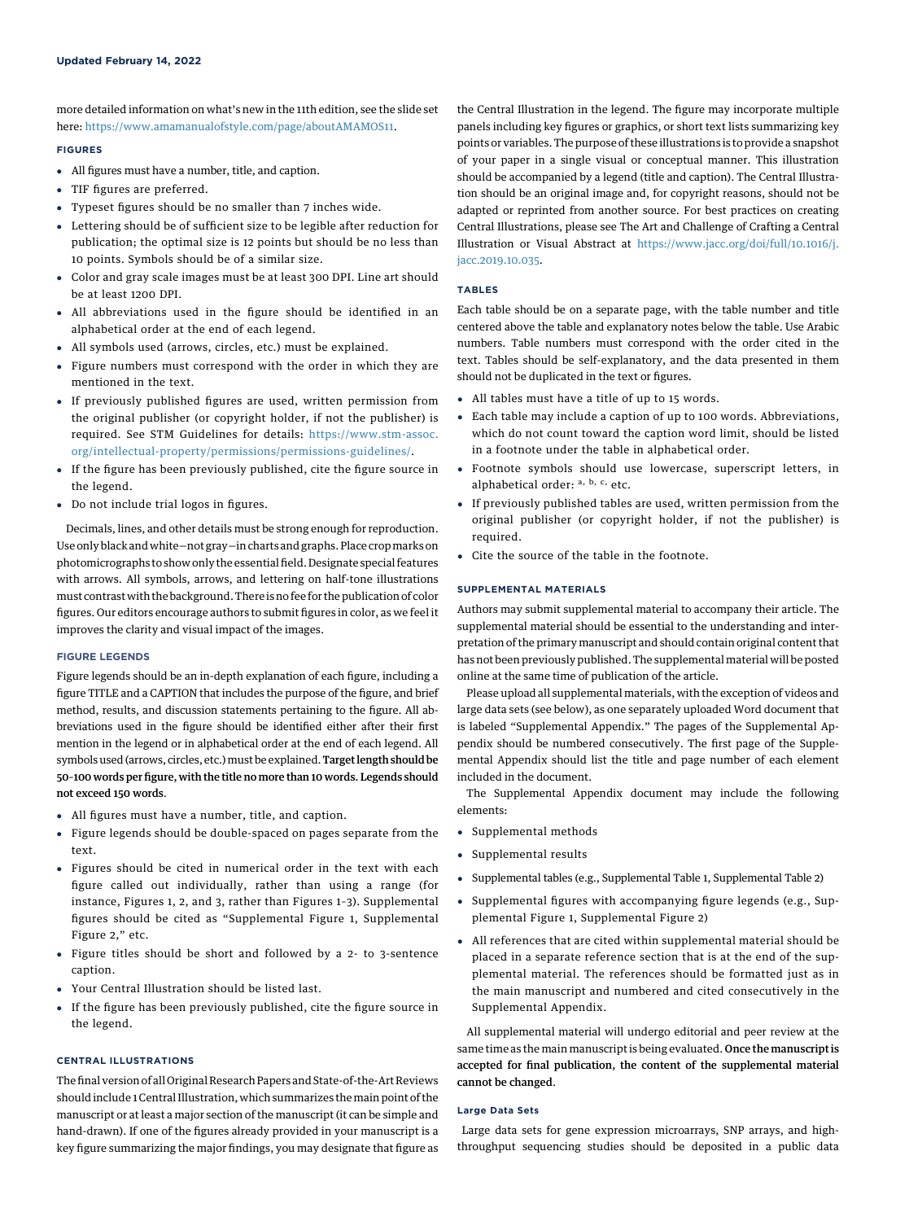more detailed information on what's new in the 11th edition, see the slide set here: https://www.amamanualofstyle.com/page/aboutAMAMOS11.

## FIGURES

- All figures must have a number, title, and caption.
- TIF figures are preferred.
- Typeset figures should be no smaller than 7 inches wide.
- Lettering should be of sufficient size to be legible after reduction for publication; the optimal size is 12 points but should be no less than 10 points. Symbols should be of a similar size.
- Color and gray scale images must be at least 300 DPI. Line art should be at least 1200 DPI.
- All abbreviations used in the figure should be identified in an alphabetical order at the end of each legend.
- All symbols used (arrows, circles, etc.) must be explained.
- Figure numbers must correspond with the order in which they are mentioned in the text.
- If previously published figures are used, written permission from the original publisher (or copyright holder, if not the publisher) is required. See STM Guidelines for details: https://www.stm-assoc.org/intellectual-property/permissions/permissions-guidelines/.
- If the figure has been previously published, cite the figure source in the legend.
- Do not include trial logos in figures.

Decimals, lines, and other details must be strong enough for reproduction. Use only black and white—not gray—in charts and graphs. Place crop marks on photomicrographs to show only the essential field. Designate special features with arrows. All symbols, arrows, and lettering on half-tone illustrations must contrast with the background. There is no fee for the publication of color figures. Our editors encourage authors to submit figures in color, as we feel it improves the clarity and visual impact of the images.

## FIGURE LEGENDS

Figure legends should be an in-depth explanation of each figure, including a figure TITLE and a CAPTION that includes the purpose of the figure, and brief method, results, and discussion statements pertaining to the figure. All abbreviations used in the figure should be identified either after their first mention in the legend or in alphabetical order at the end of each legend. All symbols used (arrows, circles, etc.) must be explained. **Target length should be 50-100 words per figure, with the title no more than 10 words. Legends should not exceed 150 words.**

- All figures must have a number, title, and caption.
- Figure legends should be double-spaced on pages separate from the text.
- Figures should be cited in numerical order in the text with each figure called out individually, rather than using a range (for instance, Figures 1, 2, and 3, rather than Figures 1-3). Supplemental figures should be cited as "Supplemental Figure 1, Supplemental Figure 2," etc.
- Figure titles should be short and followed by a 2- to 3-sentence caption.
- Your Central Illustration should be listed last.
- If the figure has been previously published, cite the figure source in the legend.

## CENTRAL ILLUSTRATIONS

The final version of all Original Research Papers and State-of-the-Art Reviews should include 1 Central Illustration, which summarizes the main point of the manuscript or at least a major section of the manuscript (it can be simple and hand-drawn). If one of the figures already provided in your manuscript is a key figure summarizing the major findings, you may designate that figure as the Central Illustration in the legend. The figure may incorporate multiple panels including key figures or graphics, or short text lists summarizing key points or variables. The purpose of these illustrations is to provide a snapshot of your paper in a single visual or conceptual manner. This illustration should be accompanied by a legend (title and caption). The Central Illustration should be an original image and, for copyright reasons, should not be adapted or reprinted from another source. For best practices on creating Central Illustrations, please see The Art and Challenge of Crafting a Central Illustration or Visual Abstract at https://www.jacc.org/doi/full/10.1016/j.jacc.2019.10.035.

## TABLES

Each table should be on a separate page, with the table number and title centered above the table and explanatory notes below the table. Use Arabic numbers. Table numbers must correspond with the order cited in the text. Tables should be self-explanatory, and the data presented in them should not be duplicated in the text or figures.

- All tables must have a title of up to 15 words.
- Each table may include a caption of up to 100 words. Abbreviations, which do not count toward the caption word limit, should be listed in a footnote under the table in alphabetical order.
- Footnote symbols should use lowercase, superscript letters, in alphabetical order: [a, b, c,] etc.
- If previously published tables are used, written permission from the original publisher (or copyright holder, if not the publisher) is required.
- Cite the source of the table in the footnote.

## SUPPLEMENTAL MATERIALS

Authors may submit supplemental material to accompany their article. The supplemental material should be essential to the understanding and interpretation of the primary manuscript and should contain original content that has not been previously published. The supplemental material will be posted online at the same time of publication of the article.

Please upload all supplemental materials, with the exception of videos and large data sets (see below), as one separately uploaded Word document that is labeled "Supplemental Appendix." The pages of the Supplemental Appendix should be numbered consecutively. The first page of the Supplemental Appendix should list the title and page number of each element included in the document.

The Supplemental Appendix document may include the following elements:

- Supplemental methods
- Supplemental results
- Supplemental tables (e.g., Supplemental Table 1, Supplemental Table 2)
- Supplemental figures with accompanying figure legends (e.g., Supplemental Figure 1, Supplemental Figure 2)
- All references that are cited within supplemental material should be placed in a separate reference section that is at the end of the supplemental material. The references should be formatted just as in the main manuscript and numbered and cited consecutively in the Supplemental Appendix.

All supplemental material will undergo editorial and peer review at the same time as the main manuscript is being evaluated. **Once the manuscript is accepted for final publication, the content of the supplemental material cannot be changed.**

### Large Data Sets

Large data sets for gene expression microarrays, SNP arrays, and high-throughput sequencing studies should be deposited in a public data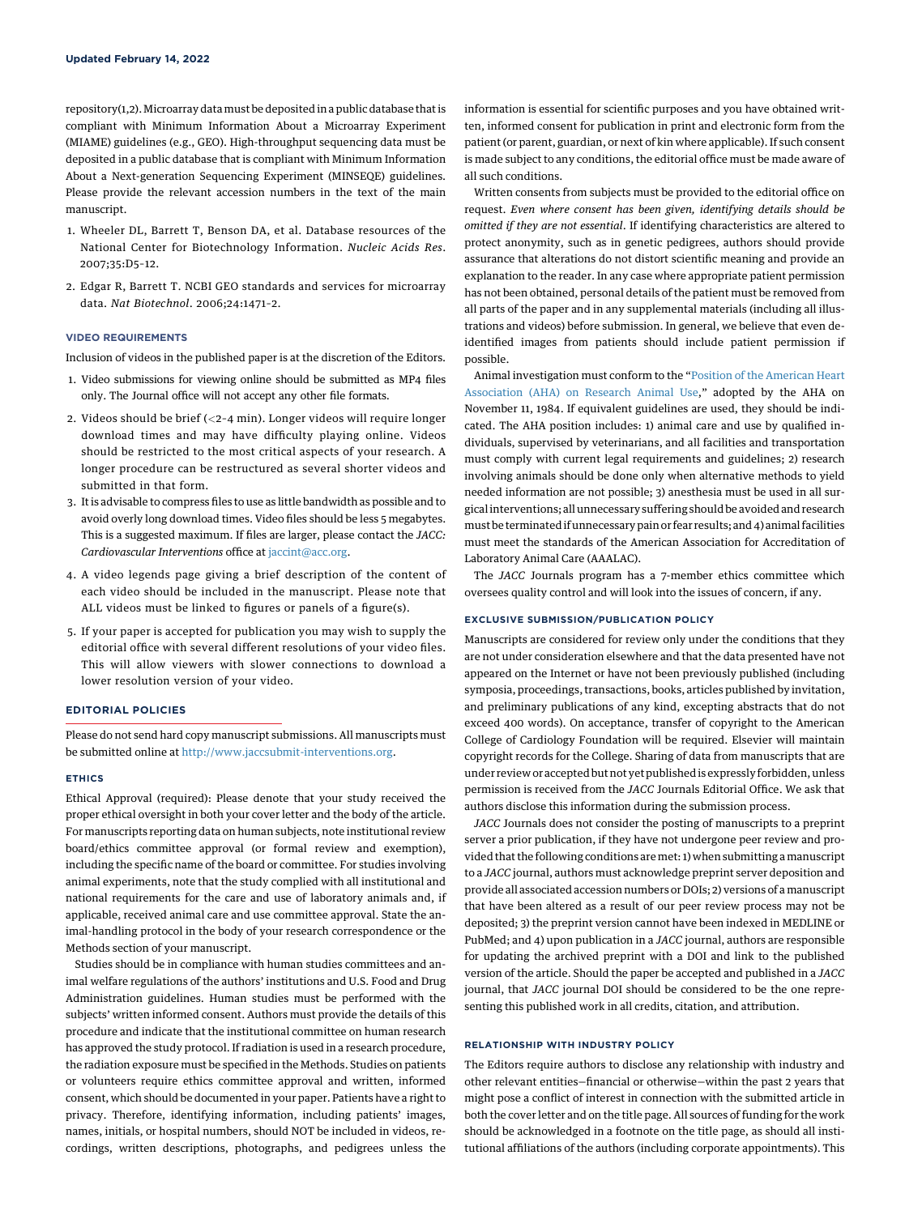repository(1,2). Microarray data must be deposited in a public database that is compliant with Minimum Information About a Microarray Experiment (MIAME) guidelines (e.g., GEO). High-throughput sequencing data must be deposited in a public database that is compliant with Minimum Information About a Next-generation Sequencing Experiment (MINSEQE) guidelines. Please provide the relevant accession numbers in the text of the main manuscript.

1. Wheeler DL, Barrett T, Benson DA, et al. Database resources of the National Center for Biotechnology Information. *Nucleic Acids Res*. 2007;35:D5-12.
2. Edgar R, Barrett T. NCBI GEO standards and services for microarray data. *Nat Biotechnol*. 2006;24:1471-2.

### VIDEO REQUIREMENTS

Inclusion of videos in the published paper is at the discretion of the Editors.

1. Video submissions for viewing online should be submitted as MP4 files only. The Journal office will not accept any other file formats.
2. Videos should be brief (<2-4 min). Longer videos will require longer download times and may have difficulty playing online. Videos should be restricted to the most critical aspects of your research. A longer procedure can be restructured as several shorter videos and submitted in that form.
3. It is advisable to compress files to use as little bandwidth as possible and to avoid overly long download times. Video files should be less 5 megabytes. This is a suggested maximum. If files are larger, please contact the *JACC: Cardiovascular Interventions* office at jaccint@acc.org.
4. A video legends page giving a brief description of the content of each video should be included in the manuscript. Please note that ALL videos must be linked to figures or panels of a figure(s).
5. If your paper is accepted for publication you may wish to supply the editorial office with several different resolutions of your video files. This will allow viewers with slower connections to download a lower resolution version of your video.

## EDITORIAL POLICIES

Please do not send hard copy manuscript submissions. All manuscripts must be submitted online at http://www.jaccsubmit-interventions.org.

### ETHICS

Ethical Approval (required): Please denote that your study received the proper ethical oversight in both your cover letter and the body of the article. For manuscripts reporting data on human subjects, note institutional review board/ethics committee approval (or formal review and exemption), including the specific name of the board or committee. For studies involving animal experiments, note that the study complied with all institutional and national requirements for the care and use of laboratory animals and, if applicable, received animal care and use committee approval. State the animal-handling protocol in the body of your research correspondence or the Methods section of your manuscript.

Studies should be in compliance with human studies committees and animal welfare regulations of the authors' institutions and U.S. Food and Drug Administration guidelines. Human studies must be performed with the subjects' written informed consent. Authors must provide the details of this procedure and indicate that the institutional committee on human research has approved the study protocol. If radiation is used in a research procedure, the radiation exposure must be specified in the Methods. Studies on patients or volunteers require ethics committee approval and written, informed consent, which should be documented in your paper. Patients have a right to privacy. Therefore, identifying information, including patients' images, names, initials, or hospital numbers, should NOT be included in videos, recordings, written descriptions, photographs, and pedigrees unless the information is essential for scientific purposes and you have obtained written, informed consent for publication in print and electronic form from the patient (or parent, guardian, or next of kin where applicable). If such consent is made subject to any conditions, the editorial office must be made aware of all such conditions.

Written consents from subjects must be provided to the editorial office on request. *Even where consent has been given, identifying details should be omitted if they are not essential*. If identifying characteristics are altered to protect anonymity, such as in genetic pedigrees, authors should provide assurance that alterations do not distort scientific meaning and provide an explanation to the reader. In any case where appropriate patient permission has not been obtained, personal details of the patient must be removed from all parts of the paper and in any supplemental materials (including all illustrations and videos) before submission. In general, we believe that even de-identified images from patients should include patient permission if possible.

Animal investigation must conform to the "Position of the American Heart Association (AHA) on Research Animal Use," adopted by the AHA on November 11, 1984. If equivalent guidelines are used, they should be indicated. The AHA position includes: 1) animal care and use by qualified individuals, supervised by veterinarians, and all facilities and transportation must comply with current legal requirements and guidelines; 2) research involving animals should be done only when alternative methods to yield needed information are not possible; 3) anesthesia must be used in all surgical interventions; all unnecessary suffering should be avoided and research must be terminated if unnecessary pain or fear results; and 4) animal facilities must meet the standards of the American Association for Accreditation of Laboratory Animal Care (AAALAC).

The *JACC* Journals program has a 7-member ethics committee which oversees quality control and will look into the issues of concern, if any.

### EXCLUSIVE SUBMISSION/PUBLICATION POLICY

Manuscripts are considered for review only under the conditions that they are not under consideration elsewhere and that the data presented have not appeared on the Internet or have not been previously published (including symposia, proceedings, transactions, books, articles published by invitation, and preliminary publications of any kind, excepting abstracts that do not exceed 400 words). On acceptance, transfer of copyright to the American College of Cardiology Foundation will be required. Elsevier will maintain copyright records for the College. Sharing of data from manuscripts that are under review or accepted but not yet published is expressly forbidden, unless permission is received from the *JACC* Journals Editorial Office. We ask that authors disclose this information during the submission process.

*JACC* Journals does not consider the posting of manuscripts to a preprint server a prior publication, if they have not undergone peer review and provided that the following conditions are met: 1) when submitting a manuscript to a *JACC* journal, authors must acknowledge preprint server deposition and provide all associated accession numbers or DOIs; 2) versions of a manuscript that have been altered as a result of our peer review process may not be deposited; 3) the preprint version cannot have been indexed in MEDLINE or PubMed; and 4) upon publication in a *JACC* journal, authors are responsible for updating the archived preprint with a DOI and link to the published version of the article. Should the paper be accepted and published in a *JACC* journal, that *JACC* journal DOI should be considered to be the one representing this published work in all credits, citation, and attribution.

### RELATIONSHIP WITH INDUSTRY POLICY

The Editors require authors to disclose any relationship with industry and other relevant entities—financial or otherwise—within the past 2 years that might pose a conflict of interest in connection with the submitted article in both the cover letter and on the title page. All sources of funding for the work should be acknowledged in a footnote on the title page, as should all institutional affiliations of the authors (including corporate appointments). This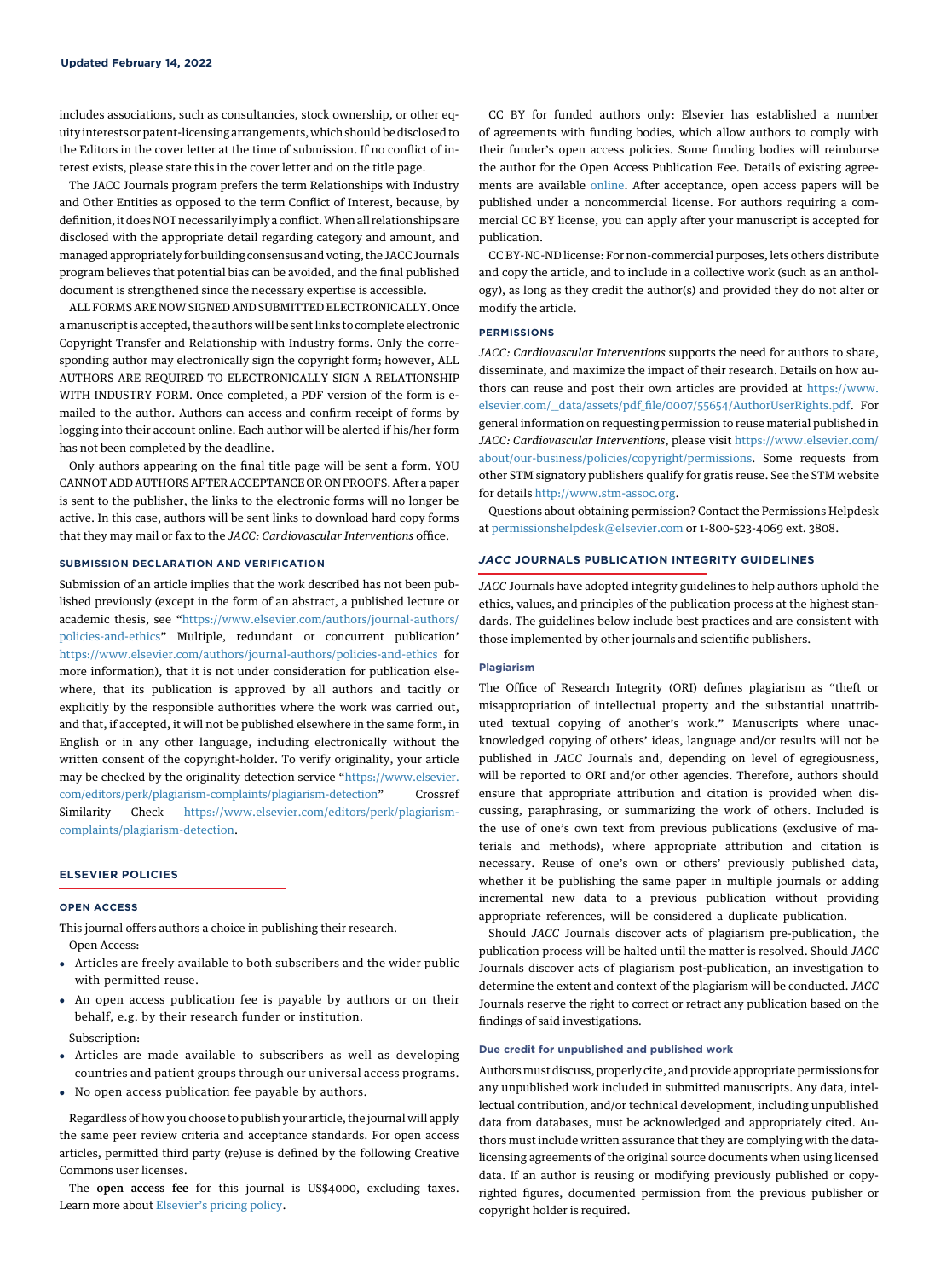includes associations, such as consultancies, stock ownership, or other equity interests or patent-licensing arrangements, which should be disclosed to the Editors in the cover letter at the time of submission. If no conflict of interest exists, please state this in the cover letter and on the title page.

The JACC Journals program prefers the term Relationships with Industry and Other Entities as opposed to the term Conflict of Interest, because, by definition, it does NOT necessarily imply a conflict. When all relationships are disclosed with the appropriate detail regarding category and amount, and managed appropriately for building consensus and voting, the JACC Journals program believes that potential bias can be avoided, and the final published document is strengthened since the necessary expertise is accessible.

ALL FORMS ARE NOW SIGNED AND SUBMITTED ELECTRONICALLY. Once a manuscript is accepted, the authors will be sent links to complete electronic Copyright Transfer and Relationship with Industry forms. Only the corresponding author may electronically sign the copyright form; however, ALL AUTHORS ARE REQUIRED TO ELECTRONICALLY SIGN A RELATIONSHIP WITH INDUSTRY FORM. Once completed, a PDF version of the form is e-mailed to the author. Authors can access and confirm receipt of forms by logging into their account online. Each author will be alerted if his/her form has not been completed by the deadline.

Only authors appearing on the final title page will be sent a form. YOU CANNOT ADD AUTHORS AFTER ACCEPTANCE OR ON PROOFS. After a paper is sent to the publisher, the links to the electronic forms will no longer be active. In this case, authors will be sent links to download hard copy forms that they may mail or fax to the *JACC: Cardiovascular Interventions* office.

### SUBMISSION DECLARATION AND VERIFICATION

Submission of an article implies that the work described has not been published previously (except in the form of an abstract, a published lecture or academic thesis, see "https://www.elsevier.com/authors/journal-authors/policies-and-ethics" Multiple, redundant or concurrent publication' https://www.elsevier.com/authors/journal-authors/policies-and-ethics for more information), that it is not under consideration for publication elsewhere, that its publication is approved by all authors and tacitly or explicitly by the responsible authorities where the work was carried out, and that, if accepted, it will not be published elsewhere in the same form, in English or in any other language, including electronically without the written consent of the copyright-holder. To verify originality, your article may be checked by the originality detection service "https://www.elsevier.com/editors/perk/plagiarism-complaints/plagiarism-detection" Crossref Similarity Check https://www.elsevier.com/editors/perk/plagiarism-complaints/plagiarism-detection.

## ELSEVIER POLICIES

### OPEN ACCESS

This journal offers authors a choice in publishing their research.

Open Access:

- Articles are freely available to both subscribers and the wider public with permitted reuse.
- An open access publication fee is payable by authors or on their behalf, e.g. by their research funder or institution.

Subscription:

- Articles are made available to subscribers as well as developing countries and patient groups through our universal access programs.
- No open access publication fee payable by authors.

Regardless of how you choose to publish your article, the journal will apply the same peer review criteria and acceptance standards. For open access articles, permitted third party (re)use is defined by the following Creative Commons user licenses.

The **open access fee** for this journal is US$4000, excluding taxes. Learn more about Elsevier's pricing policy.

CC BY for funded authors only: Elsevier has established a number of agreements with funding bodies, which allow authors to comply with their funder's open access policies. Some funding bodies will reimburse the author for the Open Access Publication Fee. Details of existing agreements are available online. After acceptance, open access papers will be published under a noncommercial license. For authors requiring a commercial CC BY license, you can apply after your manuscript is accepted for publication.

CC BY-NC-ND license: For non-commercial purposes, lets others distribute and copy the article, and to include in a collective work (such as an anthology), as long as they credit the author(s) and provided they do not alter or modify the article.

### PERMISSIONS

*JACC: Cardiovascular Interventions* supports the need for authors to share, disseminate, and maximize the impact of their research. Details on how authors can reuse and post their own articles are provided at https://www.elsevier.com/__data/assets/pdf_file/0007/55654/AuthorUserRights.pdf. For general information on requesting permission to reuse material published in *JACC: Cardiovascular Interventions*, please visit https://www.elsevier.com/about/our-business/policies/copyright/permissions. Some requests from other STM signatory publishers qualify for gratis reuse. See the STM website for details http://www.stm-assoc.org.

Questions about obtaining permission? Contact the Permissions Helpdesk at permissionshelpdesk@elsevier.com or 1-800-523-4069 ext. 3808.

## *JACC* JOURNALS PUBLICATION INTEGRITY GUIDELINES

*JACC* Journals have adopted integrity guidelines to help authors uphold the ethics, values, and principles of the publication process at the highest standards. The guidelines below include best practices and are consistent with those implemented by other journals and scientific publishers.

### Plagiarism

The Office of Research Integrity (ORI) defines plagiarism as "theft or misappropriation of intellectual property and the substantial unattributed textual copying of another's work." Manuscripts where unacknowledged copying of others' ideas, language and/or results will not be published in *JACC* Journals and, depending on level of egregiousness, will be reported to ORI and/or other agencies. Therefore, authors should ensure that appropriate attribution and citation is provided when discussing, paraphrasing, or summarizing the work of others. Included is the use of one's own text from previous publications (exclusive of materials and methods), where appropriate attribution and citation is necessary. Reuse of one's own or others' previously published data, whether it be publishing the same paper in multiple journals or adding incremental new data to a previous publication without providing appropriate references, will be considered a duplicate publication.

Should *JACC* Journals discover acts of plagiarism pre-publication, the publication process will be halted until the matter is resolved. Should *JACC* Journals discover acts of plagiarism post-publication, an investigation to determine the extent and context of the plagiarism will be conducted. *JACC* Journals reserve the right to correct or retract any publication based on the findings of said investigations.

### Due credit for unpublished and published work

Authors must discuss, properly cite, and provide appropriate permissions for any unpublished work included in submitted manuscripts. Any data, intellectual contribution, and/or technical development, including unpublished data from databases, must be acknowledged and appropriately cited. Authors must include written assurance that they are complying with the data-licensing agreements of the original source documents when using licensed data. If an author is reusing or modifying previously published or copyrighted figures, documented permission from the previous publisher or copyright holder is required.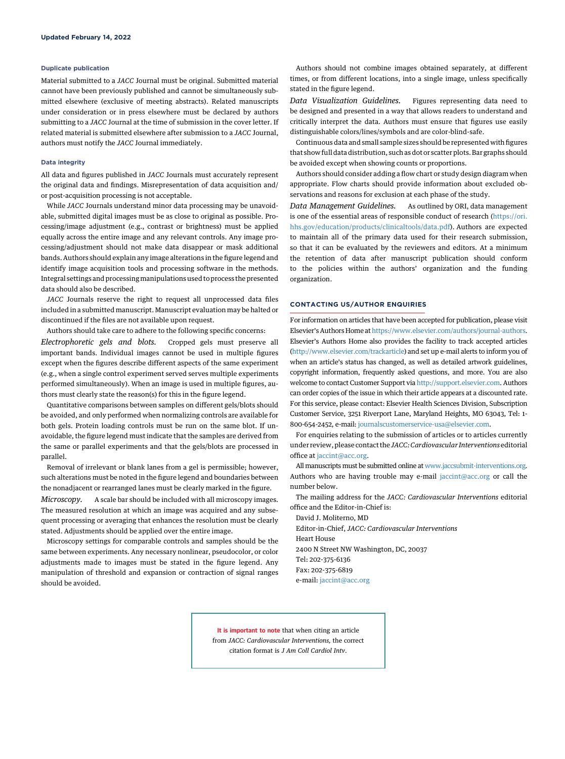#### Duplicate publication

Material submitted to a *JACC* Journal must be original. Submitted material cannot have been previously published and cannot be simultaneously submitted elsewhere (exclusive of meeting abstracts). Related manuscripts under consideration or in press elsewhere must be declared by authors submitting to a *JACC* Journal at the time of submission in the cover letter. If related material is submitted elsewhere after submission to a *JACC* Journal, authors must notify the *JACC* Journal immediately.

#### Data integrity

All data and figures published in *JACC* Journals must accurately represent the original data and findings. Misrepresentation of data acquisition and/or post-acquisition processing is not acceptable.

While *JACC* Journals understand minor data processing may be unavoidable, submitted digital images must be as close to original as possible. Processing/image adjustment (e.g., contrast or brightness) must be applied equally across the entire image and any relevant controls. Any image processing/adjustment should not make data disappear or mask additional bands. Authors should explain any image alterations in the figure legend and identify image acquisition tools and processing software in the methods. Integral settings and processing manipulations used to process the presented data should also be described.

*JACC* Journals reserve the right to request all unprocessed data files included in a submitted manuscript. Manuscript evaluation may be halted or discontinued if the files are not available upon request.

Authors should take care to adhere to the following specific concerns:

*Electrophoretic gels and blots.* Cropped gels must preserve all important bands. Individual images cannot be used in multiple figures except when the figures describe different aspects of the same experiment (e.g., when a single control experiment served serves multiple experiments performed simultaneously). When an image is used in multiple figures, authors must clearly state the reason(s) for this in the figure legend.

Quantitative comparisons between samples on different gels/blots should be avoided, and only performed when normalizing controls are available for both gels. Protein loading controls must be run on the same blot. If unavoidable, the figure legend must indicate that the samples are derived from the same or parallel experiments and that the gels/blots are processed in parallel.

Removal of irrelevant or blank lanes from a gel is permissible; however, such alterations must be noted in the figure legend and boundaries between the nonadjacent or rearranged lanes must be clearly marked in the figure.

*Microscopy.* A scale bar should be included with all microscopy images. The measured resolution at which an image was acquired and any subsequent processing or averaging that enhances the resolution must be clearly stated. Adjustments should be applied over the entire image.

Microscopy settings for comparable controls and samples should be the same between experiments. Any necessary nonlinear, pseudocolor, or color adjustments made to images must be stated in the figure legend. Any manipulation of threshold and expansion or contraction of signal ranges should be avoided.

Authors should not combine images obtained separately, at different times, or from different locations, into a single image, unless specifically stated in the figure legend.

*Data Visualization Guidelines.* Figures representing data need to be designed and presented in a way that allows readers to understand and critically interpret the data. Authors must ensure that figures use easily distinguishable colors/lines/symbols and are color-blind-safe.

Continuous data and small sample sizes should be represented with figures that show full data distribution, such as dot or scatter plots. Bar graphs should be avoided except when showing counts or proportions.

Authors should consider adding a flow chart or study design diagram when appropriate. Flow charts should provide information about excluded observations and reasons for exclusion at each phase of the study.

*Data Management Guidelines.* As outlined by ORI, data management is one of the essential areas of responsible conduct of research (https://ori.hhs.gov/education/products/clinicaltools/data.pdf). Authors are expected to maintain all of the primary data used for their research submission, so that it can be evaluated by the reviewers and editors. At a minimum the retention of data after manuscript publication should conform to the policies within the authors' organization and the funding organization.

## CONTACTING US/AUTHOR ENQUIRIES

For information on articles that have been accepted for publication, please visit Elsevier's Authors Home at https://www.elsevier.com/authors/journal-authors. Elsevier's Authors Home also provides the facility to track accepted articles (http://www.elsevier.com/trackarticle) and set up e-mail alerts to inform you of when an article's status has changed, as well as detailed artwork guidelines, copyright information, frequently asked questions, and more. You are also welcome to contact Customer Support via http://support.elsevier.com. Authors can order copies of the issue in which their article appears at a discounted rate. For this service, please contact: Elsevier Health Sciences Division, Subscription Customer Service, 3251 Riverport Lane, Maryland Heights, MO 63043, Tel: 1-800-654-2452, e-mail: journalscustomerservice-usa@elsevier.com.

For enquiries relating to the submission of articles or to articles currently under review, please contact the *JACC: Cardiovascular Interventions* editorial office at jaccint@acc.org.

All manuscripts must be submitted online at www.jaccsubmit-interventions.org. Authors who are having trouble may e-mail jaccint@acc.org or call the number below.

The mailing address for the *JACC: Cardiovascular Interventions* editorial office and the Editor-in-Chief is:

David J. Moliterno, MD  
Editor-in-Chief, *JACC: Cardiovascular Interventions*  
Heart House  
2400 N Street NW Washington, DC, 20037  
Tel: 202-375-6136  
Fax: 202-375-6819  
e-mail: jaccint@acc.org

**It is important to note** that when citing an article from *JACC: Cardiovascular Interventions,* the correct citation format is *J Am Coll Cardiol Intv*.